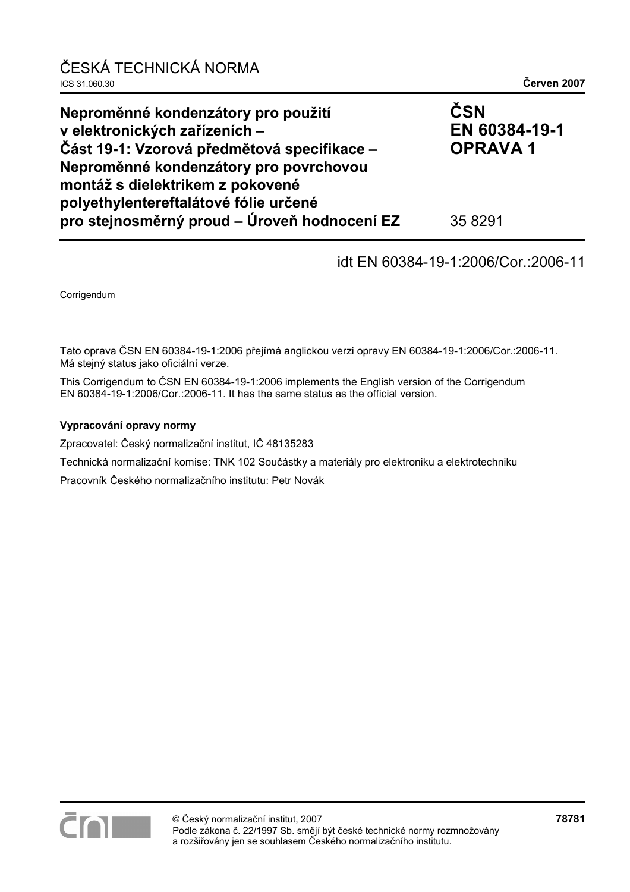ČESKÁ TECHNICKÁ NORMA

ICS 31.060.30 **Červen 2007**

# Neproměnné kondenzátory pro použití v elektronických zařízeních – Část 19-1: Vzorová předmětová specifikace – Neproměnné kondenzátory pro povrchovou montáž s dielektrikem z pokovené polyethylentereftalátové fólie určené pro stejnosměrný proud – Úroveň hodnocení EZ

**ČSN EN 60384-19-1 OPRAVA 1**

35 8291

idt EN 60384-19-1:2006/Cor.:2006-11

Corrigendum

Tato oprava ČSN EN 60384-19-1:2006 přejímá anglickou verzi opravy EN 60384-19-1:2006/Cor.:2006-11. Má stejný status jako oficiální verze.

This Corrigendum to ČSN EN 60384-19-1:2006 implements the English version of the Corrigendum EN 60384-19-1:2006/Cor.:2006-11. It has the same status as the official version.

**Vypracování opravy normy**

Zpracovatel: Český normalizační institut, IČ 48135283

Technická normalizační komise: TNK 102 Součástky a materiály pro elektroniku a elektrotechniku

Pracovník Českého normalizačního institutu: Petr Novák

© Český normalizační institut, 2007
Podle zákona č. 22/1997 Sb. smějí být české technické normy rozmnožovány a rozšiřovány jen se souhlasem Českého normalizačního institutu.

**78781**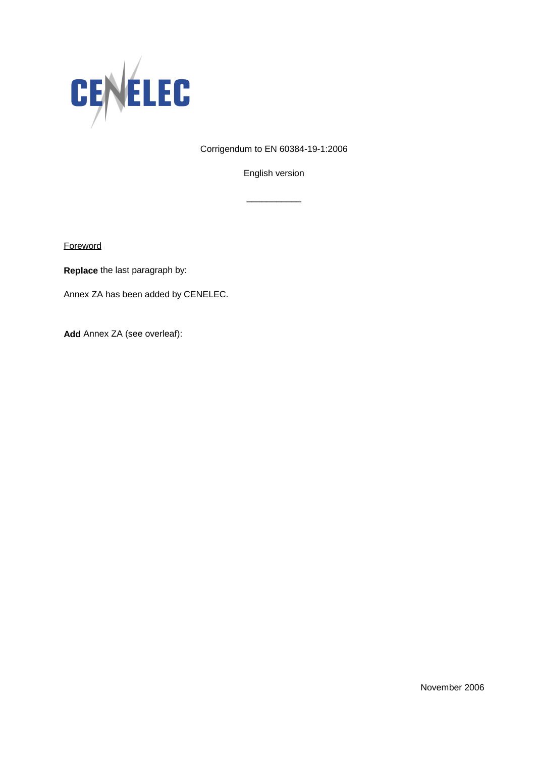CENELEC

Corrigendum to EN 60384-19-1:2006

English version

___________

Foreword

**Replace** the last paragraph by:

Annex ZA has been added by CENELEC.

**Add** Annex ZA (see overleaf):

November 2006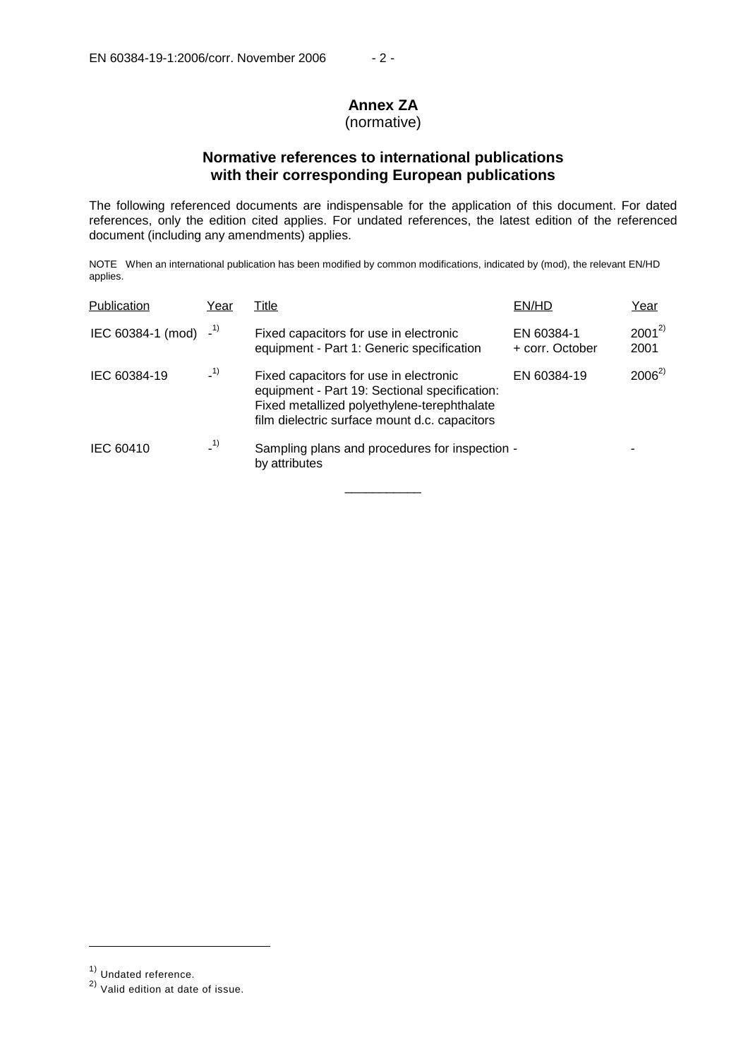# Annex ZA
(normative)

## Normative references to international publications with their corresponding European publications

The following referenced documents are indispensable for the application of this document. For dated references, only the edition cited applies. For undated references, the latest edition of the referenced document (including any amendments) applies.

NOTE When an international publication has been modified by common modifications, indicated by (mod), the relevant EN/HD applies.

| Publication | Year | Title | EN/HD | Year |
|---|---|---|---|---|
| IEC 60384-1 (mod) | -[1] | Fixed capacitors for use in electronic equipment - Part 1: Generic specification | EN 60384-1<br>+ corr. October | 2001[2]<br>2001 |
| IEC 60384-19 | -[1] | Fixed capacitors for use in electronic equipment - Part 19: Sectional specification: Fixed metallized polyethylene-terephthalate film dielectric surface mount d.c. capacitors | EN 60384-19 | 2006[2] |
| IEC 60410 | -[1] | Sampling plans and procedures for inspection by attributes | - | - |

---

[1] Undated reference.

[2] Valid edition at date of issue.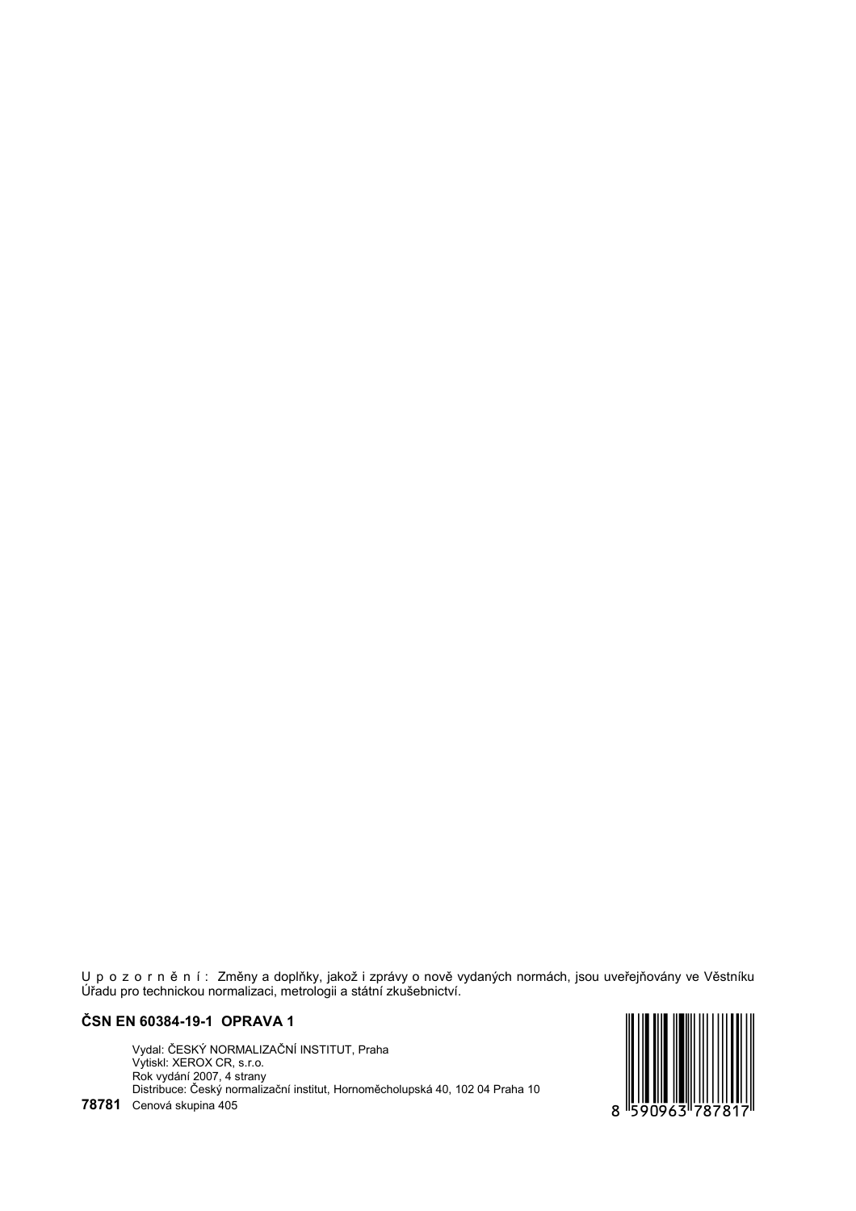U p o z o r n ě n í : Změny a doplňky, jakož i zprávy o nově vydaných normách, jsou uveřejňovány ve Věstníku Úřadu pro technickou normalizaci, metrologii a státní zkušebnictví.

**ČSN EN 60384-19-1 OPRAVA 1**

Vydal: ČESKÝ NORMALIZAČNÍ INSTITUT, Praha
Vytiskl: XEROX CR, s.r.o.
Rok vydání 2007, 4 strany
Distribuce: Český normalizační institut, Hornoměcholupská 40, 102 04 Praha 10

**78781** Cenová skupina 405

8 590963 787817